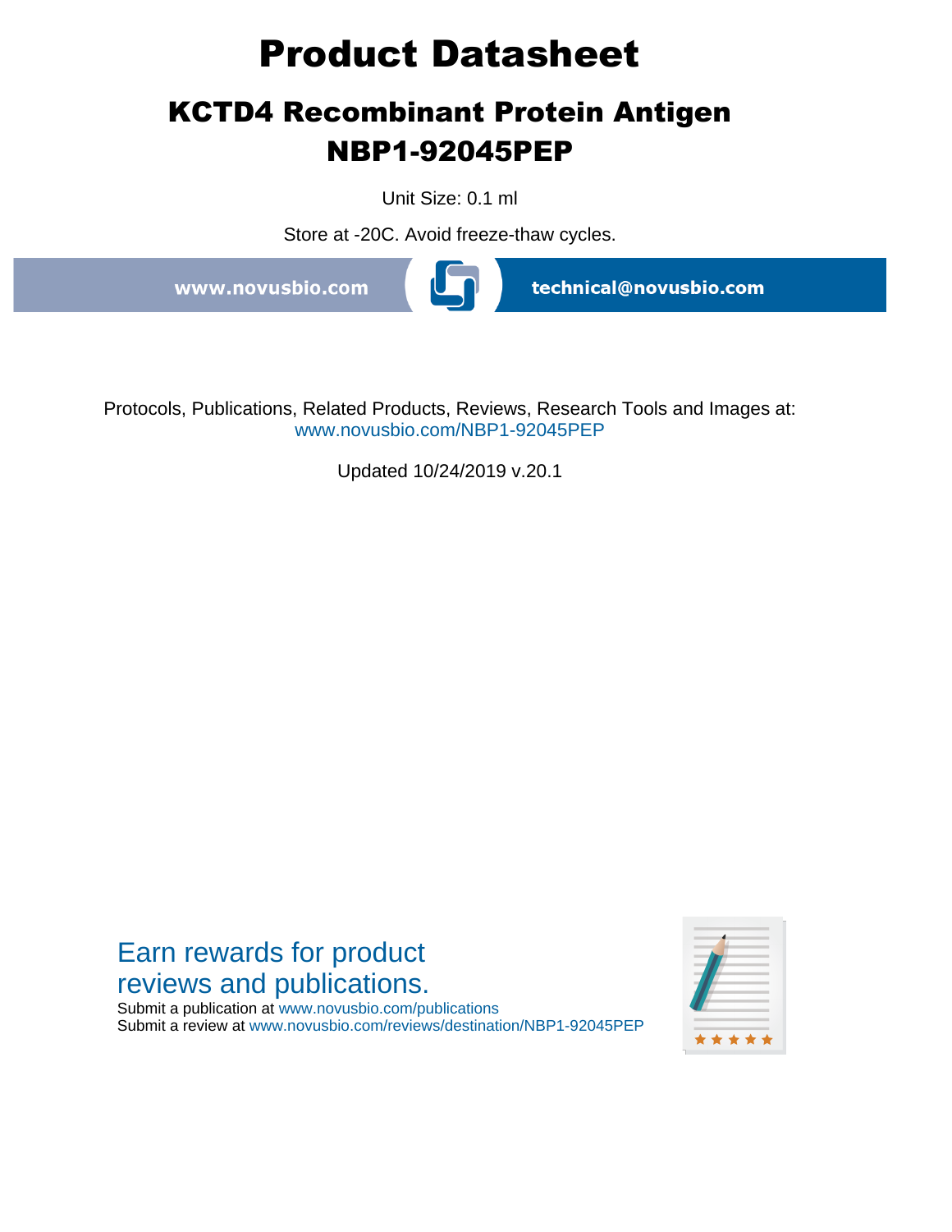# Product Datasheet

## KCTD4 Recombinant Protein Antigen NBP1-92045PEP

Unit Size: 0.1 ml

Store at -20C. Avoid freeze-thaw cycles.

www.novusbio.com technical@novusbio.com

Protocols, Publications, Related Products, Reviews, Research Tools and Images at:
www.novusbio.com/NBP1-92045PEP

Updated 10/24/2019 v.20.1

Earn rewards for product reviews and publications.

Submit a publication at www.novusbio.com/publications
Submit a review at www.novusbio.com/reviews/destination/NBP1-92045PEP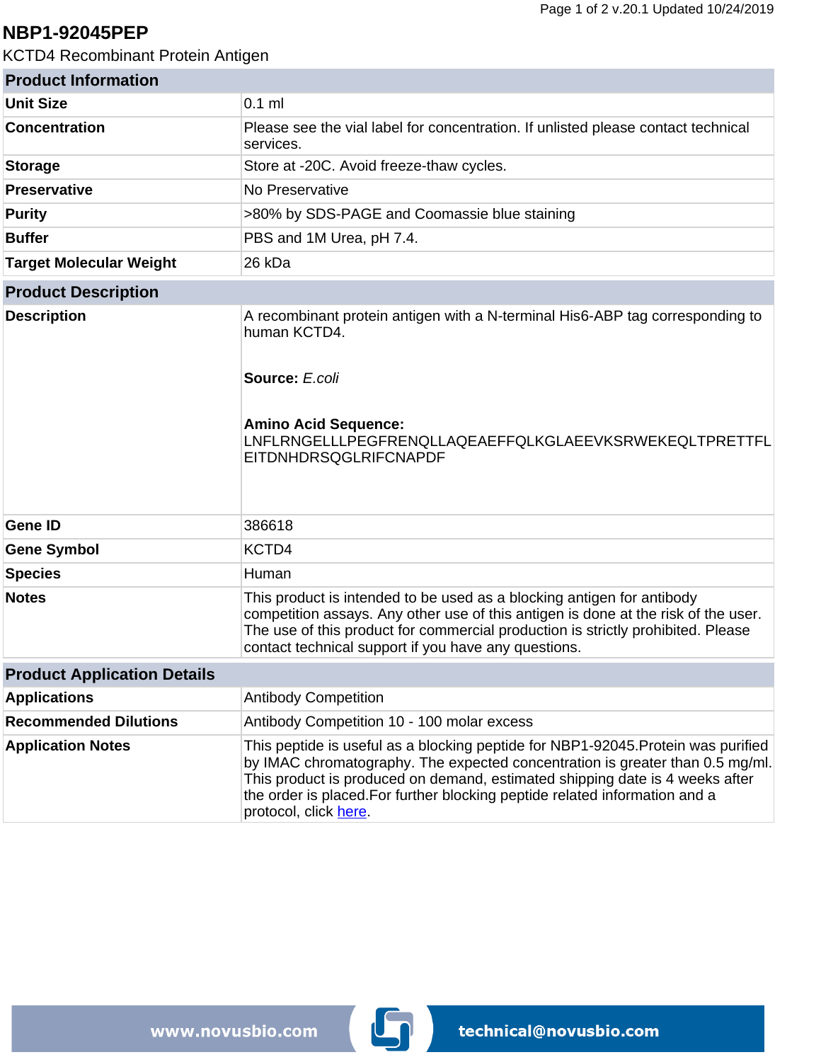# NBP1-92045PEP

KCTD4 Recombinant Protein Antigen

| Product Information | |
|---|---|
| **Unit Size** | 0.1 ml |
| **Concentration** | Please see the vial label for concentration. If unlisted please contact technical services. |
| **Storage** | Store at -20C. Avoid freeze-thaw cycles. |
| **Preservative** | No Preservative |
| **Purity** | >80% by SDS-PAGE and Coomassie blue staining |
| **Buffer** | PBS and 1M Urea, pH 7.4. |
| **Target Molecular Weight** | 26 kDa |

| Product Description | |
|---|---|
| **Description** | A recombinant protein antigen with a N-terminal His6-ABP tag corresponding to human KCTD4.<br><br>**Source:** *E.coli*<br><br>**Amino Acid Sequence:**<br>LNFLRNGELLLPEGFRENQLLAQEAEFFQLKGLAEEVKSRWEKEQLTPRETTFLEITDNHDRSQGLRIFCNAPDF |
| **Gene ID** | 386618 |
| **Gene Symbol** | KCTD4 |
| **Species** | Human |
| **Notes** | This product is intended to be used as a blocking antigen for antibody competition assays. Any other use of this antigen is done at the risk of the user. The use of this product for commercial production is strictly prohibited. Please contact technical support if you have any questions. |

| Product Application Details | |
|---|---|
| **Applications** | Antibody Competition |
| **Recommended Dilutions** | Antibody Competition 10 - 100 molar excess |
| **Application Notes** | This peptide is useful as a blocking peptide for NBP1-92045.Protein was purified by IMAC chromatography. The expected concentration is greater than 0.5 mg/ml. This product is produced on demand, estimated shipping date is 4 weeks after the order is placed.For further blocking peptide related information and a protocol, click here. |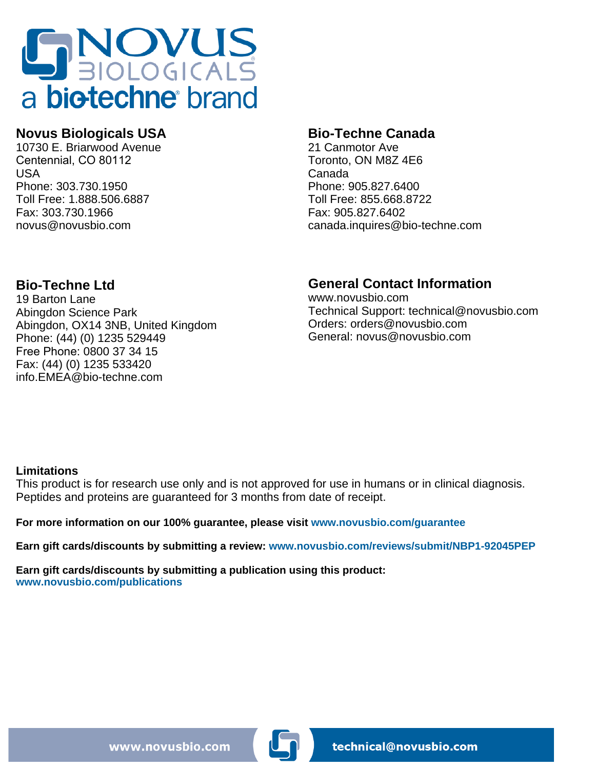## Novus Biologicals USA

10730 E. Briarwood Avenue
Centennial, CO 80112
USA
Phone: 303.730.1950
Toll Free: 1.888.506.6887
Fax: 303.730.1966
novus@novusbio.com

## Bio-Techne Canada

21 Canmotor Ave
Toronto, ON M8Z 4E6
Canada
Phone: 905.827.6400
Toll Free: 855.668.8722
Fax: 905.827.6402
canada.inquires@bio-techne.com

## Bio-Techne Ltd

19 Barton Lane
Abingdon Science Park
Abingdon, OX14 3NB, United Kingdom
Phone: (44) (0) 1235 529449
Free Phone: 0800 37 34 15
Fax: (44) (0) 1235 533420
info.EMEA@bio-techne.com

## General Contact Information

www.novusbio.com
Technical Support: technical@novusbio.com
Orders: orders@novusbio.com
General: novus@novusbio.com

**Limitations**

This product is for research use only and is not approved for use in humans or in clinical diagnosis. Peptides and proteins are guaranteed for 3 months from date of receipt.

**For more information on our 100% guarantee, please visit www.novusbio.com/guarantee**

**Earn gift cards/discounts by submitting a review: www.novusbio.com/reviews/submit/NBP1-92045PEP**

**Earn gift cards/discounts by submitting a publication using this product: www.novusbio.com/publications**